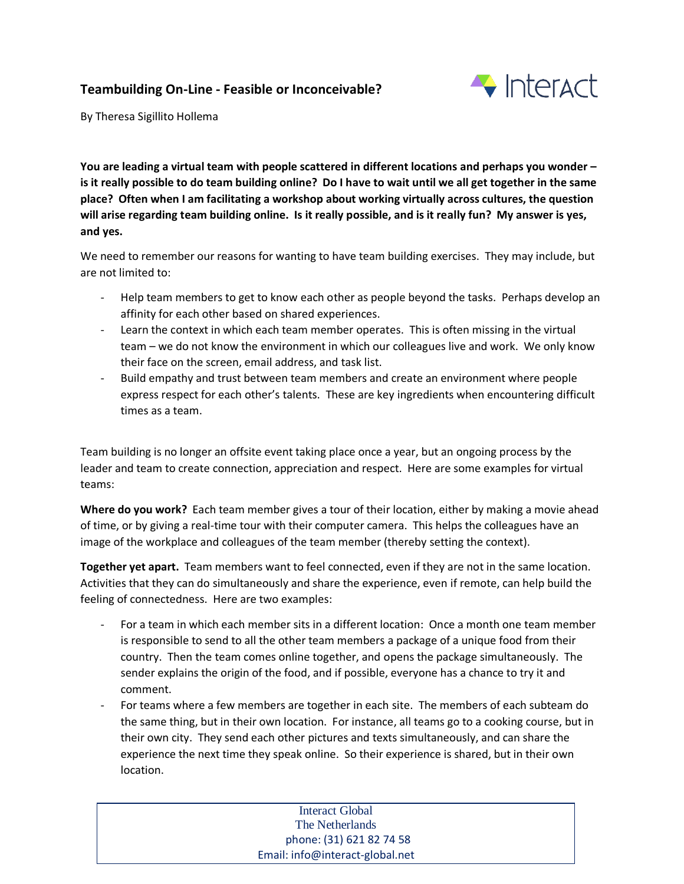# Teambuilding On-Line - Feasible or Inconceivable?

By Theresa Sigillito Hollema

**You are leading a virtual team with people scattered in different locations and perhaps you wonder – is it really possible to do team building online? Do I have to wait until we all get together in the same place? Often when I am facilitating a workshop about working virtually across cultures, the question will arise regarding team building online. Is it really possible, and is it really fun? My answer is yes, and yes.**

We need to remember our reasons for wanting to have team building exercises. They may include, but are not limited to:

- Help team members to get to know each other as people beyond the tasks. Perhaps develop an affinity for each other based on shared experiences.
- Learn the context in which each team member operates. This is often missing in the virtual team – we do not know the environment in which our colleagues live and work. We only know their face on the screen, email address, and task list.
- Build empathy and trust between team members and create an environment where people express respect for each other's talents. These are key ingredients when encountering difficult times as a team.

Team building is no longer an offsite event taking place once a year, but an ongoing process by the leader and team to create connection, appreciation and respect. Here are some examples for virtual teams:

**Where do you work?** Each team member gives a tour of their location, either by making a movie ahead of time, or by giving a real-time tour with their computer camera. This helps the colleagues have an image of the workplace and colleagues of the team member (thereby setting the context).

**Together yet apart.** Team members want to feel connected, even if they are not in the same location. Activities that they can do simultaneously and share the experience, even if remote, can help build the feeling of connectedness. Here are two examples:

- For a team in which each member sits in a different location: Once a month one team member is responsible to send to all the other team members a package of a unique food from their country. Then the team comes online together, and opens the package simultaneously. The sender explains the origin of the food, and if possible, everyone has a chance to try it and comment.
- For teams where a few members are together in each site. The members of each subteam do the same thing, but in their own location. For instance, all teams go to a cooking course, but in their own city. They send each other pictures and texts simultaneously, and can share the experience the next time they speak online. So their experience is shared, but in their own location.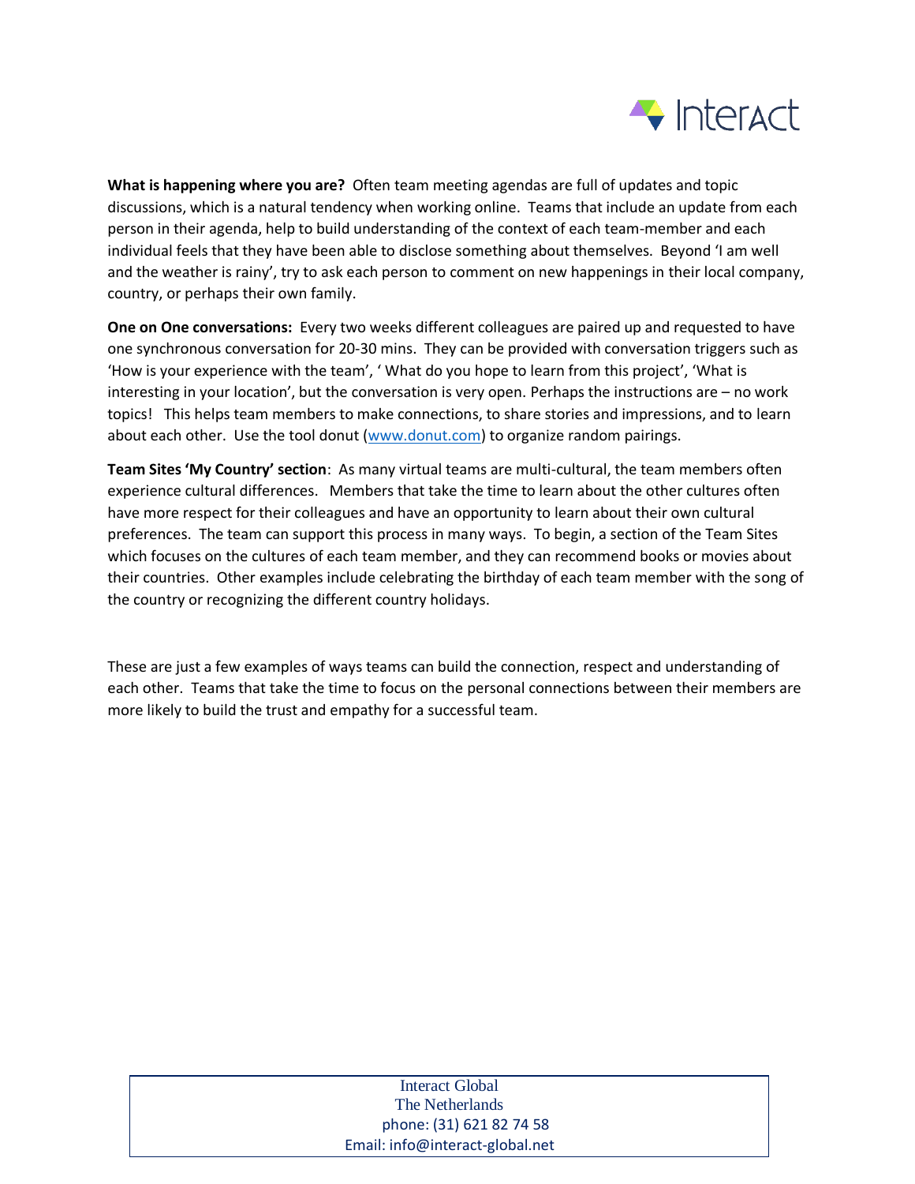**What is happening where you are?** Often team meeting agendas are full of updates and topic discussions, which is a natural tendency when working online. Teams that include an update from each person in their agenda, help to build understanding of the context of each team-member and each individual feels that they have been able to disclose something about themselves. Beyond 'I am well and the weather is rainy', try to ask each person to comment on new happenings in their local company, country, or perhaps their own family.

**One on One conversations:** Every two weeks different colleagues are paired up and requested to have one synchronous conversation for 20-30 mins. They can be provided with conversation triggers such as 'How is your experience with the team', ' What do you hope to learn from this project', 'What is interesting in your location', but the conversation is very open. Perhaps the instructions are – no work topics! This helps team members to make connections, to share stories and impressions, and to learn about each other. Use the tool donut (www.donut.com) to organize random pairings.

**Team Sites 'My Country' section**: As many virtual teams are multi-cultural, the team members often experience cultural differences. Members that take the time to learn about the other cultures often have more respect for their colleagues and have an opportunity to learn about their own cultural preferences. The team can support this process in many ways. To begin, a section of the Team Sites which focuses on the cultures of each team member, and they can recommend books or movies about their countries. Other examples include celebrating the birthday of each team member with the song of the country or recognizing the different country holidays.

These are just a few examples of ways teams can build the connection, respect and understanding of each other. Teams that take the time to focus on the personal connections between their members are more likely to build the trust and empathy for a successful team.

Interact Global
The Netherlands
phone: (31) 621 82 74 58
Email: info@interact-global.net